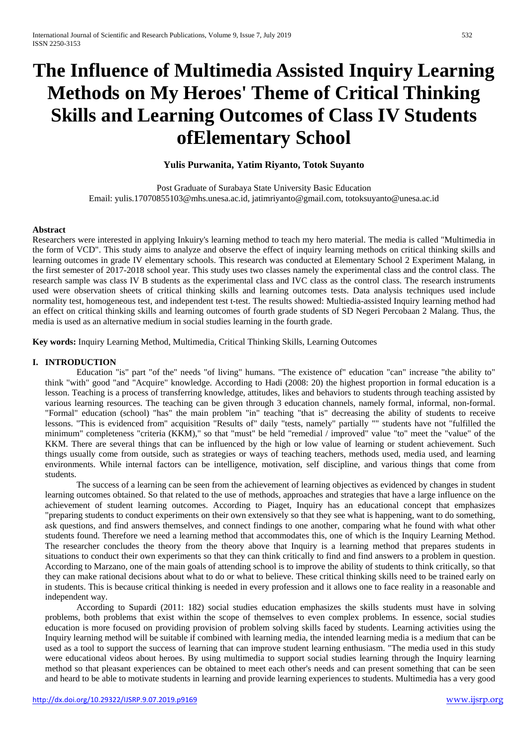# The Influence of Multimedia Assisted Inquiry Learning Methods on My Heroes' Theme of Critical Thinking Skills and Learning Outcomes of Class IV Students ofElementary School

**Yulis Purwanita, Yatim Riyanto, Totok Suyanto**

Post Graduate of Surabaya State University Basic Education
Email: yulis.17070855103@mhs.unesa.ac.id, jatimriyanto@gmail.com, totoksuyanto@unesa.ac.id

**Abstract**

Researchers were interested in applying Inkuiry's learning method to teach my hero material. The media is called "Multimedia in the form of VCD". This study aims to analyze and observe the effect of inquiry learning methods on critical thinking skills and learning outcomes in grade IV elementary schools. This research was conducted at Elementary School 2 Experiment Malang, in the first semester of 2017-2018 school year. This study uses two classes namely the experimental class and the control class. The research sample was class IV B students as the experimental class and IVC class as the control class. The research instruments used were observation sheets of critical thinking skills and learning outcomes tests. Data analysis techniques used include normality test, homogeneous test, and independent test t-test. The results showed: Multiedia-assisted Inquiry learning method had an effect on critical thinking skills and learning outcomes of fourth grade students of SD Negeri Percobaan 2 Malang. Thus, the media is used as an alternative medium in social studies learning in the fourth grade.

**Key words:** Inquiry Learning Method, Multimedia, Critical Thinking Skills, Learning Outcomes

## I. INTRODUCTION

Education "is" part "of the" needs "of living" humans. "The existence of" education "can" increase "the ability to" think "with" good "and "Acquire" knowledge. According to Hadi (2008: 20) the highest proportion in formal education is a lesson. Teaching is a process of transferring knowledge, attitudes, likes and behaviors to students through teaching assisted by various learning resources. The teaching can be given through 3 education channels, namely formal, informal, non-formal. "Formal" education (school) "has" the main problem "in" teaching "that is" decreasing the ability of students to receive lessons. "This is evidenced from" acquisition "Results of" daily "tests, namely" partially "" students have not "fulfilled the minimum" completeness "criteria (KKM)," so that "must" be held "remedial / improved" value "to" meet the "value" of the KKM. There are several things that can be influenced by the high or low value of learning or student achievement. Such things usually come from outside, such as strategies or ways of teaching teachers, methods used, media used, and learning environments. While internal factors can be intelligence, motivation, self discipline, and various things that come from students.

The success of a learning can be seen from the achievement of learning objectives as evidenced by changes in student learning outcomes obtained. So that related to the use of methods, approaches and strategies that have a large influence on the achievement of student learning outcomes. According to Piaget, Inquiry has an educational concept that emphasizes "preparing students to conduct experiments on their own extensively so that they see what is happening, want to do something, ask questions, and find answers themselves, and connect findings to one another, comparing what he found with what other students found. Therefore we need a learning method that accommodates this, one of which is the Inquiry Learning Method. The researcher concludes the theory from the theory above that Inquiry is a learning method that prepares students in situations to conduct their own experiments so that they can think critically to find and find answers to a problem in question. According to Marzano, one of the main goals of attending school is to improve the ability of students to think critically, so that they can make rational decisions about what to do or what to believe. These critical thinking skills need to be trained early on in students. This is because critical thinking is needed in every profession and it allows one to face reality in a reasonable and independent way.

According to Supardi (2011: 182) social studies education emphasizes the skills students must have in solving problems, both problems that exist within the scope of themselves to even complex problems. In essence, social studies education is more focused on providing provision of problem solving skills faced by students. Learning activities using the Inquiry learning method will be suitable if combined with learning media, the intended learning media is a medium that can be used as a tool to support the success of learning that can improve student learning enthusiasm. "The media used in this study were educational videos about heroes. By using multimedia to support social studies learning through the Inquiry learning method so that pleasant experiences can be obtained to meet each other's needs and can present something that can be seen and heard to be able to motivate students in learning and provide learning experiences to students. Multimedia has a very good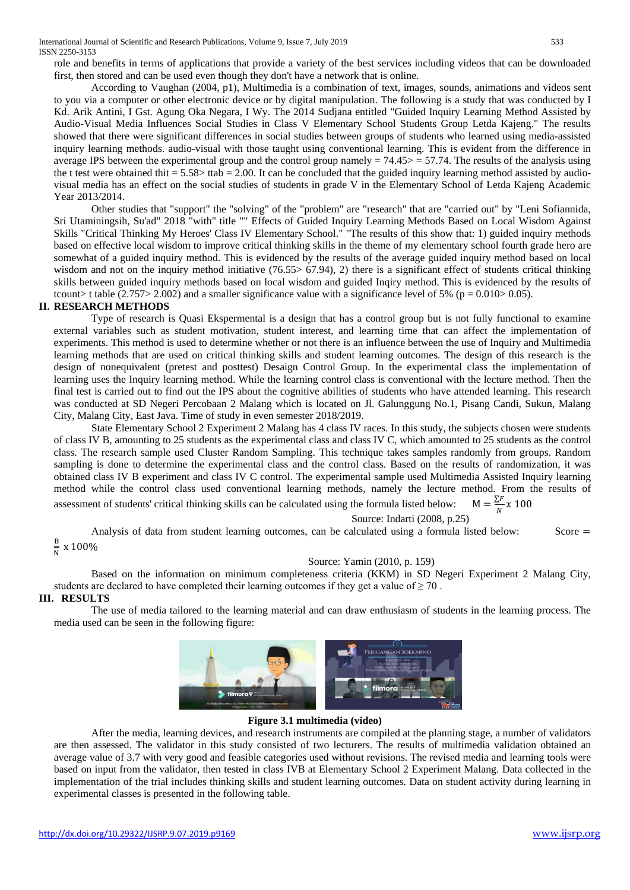role and benefits in terms of applications that provide a variety of the best services including videos that can be downloaded first, then stored and can be used even though they don't have a network that is online.

According to Vaughan (2004, p1), Multimedia is a combination of text, images, sounds, animations and videos sent to you via a computer or other electronic device or by digital manipulation. The following is a study that was conducted by I Kd. Arik Antini, I Gst. Agung Oka Negara, I Wy. The 2014 Sudjana entitled "Guided Inquiry Learning Method Assisted by Audio-Visual Media Influences Social Studies in Class V Elementary School Students Group Letda Kajeng." The results showed that there were significant differences in social studies between groups of students who learned using media-assisted inquiry learning methods. audio-visual with those taught using conventional learning. This is evident from the difference in average IPS between the experimental group and the control group namely = 74.45> = 57.74. The results of the analysis using the t test were obtained thit = 5.58> ttab = 2.00. It can be concluded that the guided inquiry learning method assisted by audio-visual media has an effect on the social studies of students in grade V in the Elementary School of Letda Kajeng Academic Year 2013/2014.

Other studies that "support" the "solving" of the "problem" are "research" that are "carried out" by "Leni Sofiannida, Sri Utaminingsih, Su'ad" 2018 "with" title "" Effects of Guided Inquiry Learning Methods Based on Local Wisdom Against Skills "Critical Thinking My Heroes' Class IV Elementary School." "The results of this show that: 1) guided inquiry methods based on effective local wisdom to improve critical thinking skills in the theme of my elementary school fourth grade hero are somewhat of a guided inquiry method. This is evidenced by the results of the average guided inquiry method based on local wisdom and not on the inquiry method initiative (76.55> 67.94), 2) there is a significant effect of students critical thinking skills between guided inquiry methods based on local wisdom and guided Inqiry method. This is evidenced by the results of tcount> t table (2.757> 2.002) and a smaller significance value with a significance level of 5% (p = 0.010> 0.05).

## II. RESEARCH METHODS

Type of research is Quasi Ekspermental is a design that has a control group but is not fully functional to examine external variables such as student motivation, student interest, and learning time that can affect the implementation of experiments. This method is used to determine whether or not there is an influence between the use of Inquiry and Multimedia learning methods that are used on critical thinking skills and student learning outcomes. The design of this research is the design of nonequivalent (pretest and posttest) Desaign Control Group. In the experimental class the implementation of learning uses the Inquiry learning method. While the learning control class is conventional with the lecture method. Then the final test is carried out to find out the IPS about the cognitive abilities of students who have attended learning. This research was conducted at SD Negeri Percobaan 2 Malang which is located on Jl. Galunggung No.1, Pisang Candi, Sukun, Malang City, Malang City, East Java. Time of study in even semester 2018/2019.

State Elementary School 2 Experiment 2 Malang has 4 class IV races. In this study, the subjects chosen were students of class IV B, amounting to 25 students as the experimental class and class IV C, which amounted to 25 students as the control class. The research sample used Cluster Random Sampling. This technique takes samples randomly from groups. Random sampling is done to determine the experimental class and the control class. Based on the results of randomization, it was obtained class IV B experiment and class IV C control. The experimental sample used Multimedia Assisted Inquiry learning method while the control class used conventional learning methods, namely the lecture method. From the results of assessment of students' critical thinking skills can be calculated using the formula listed below: $M = \frac{\sum F}{N} x\ 100$

Source: Indarti (2008, p.25)

Analysis of data from student learning outcomes, can be calculated using a formula listed below: Score = $\frac{B}{N}$ x 100%

Source: Yamin (2010, p. 159)

Based on the information on minimum completeness criteria (KKM) in SD Negeri Experiment 2 Malang City, students are declared to have completed their learning outcomes if they get a value of $\geq 70$ .

## III. RESULTS

The use of media tailored to the learning material and can draw enthusiasm of students in the learning process. The media used can be seen in the following figure:

**Figure 3.1 multimedia (video)**

After the media, learning devices, and research instruments are compiled at the planning stage, a number of validators are then assessed. The validator in this study consisted of two lecturers. The results of multimedia validation obtained an average value of 3.7 with very good and feasible categories used without revisions. The revised media and learning tools were based on input from the validator, then tested in class IVB at Elementary School 2 Experiment Malang. Data collected in the implementation of the trial includes thinking skills and student learning outcomes. Data on student activity during learning in experimental classes is presented in the following table.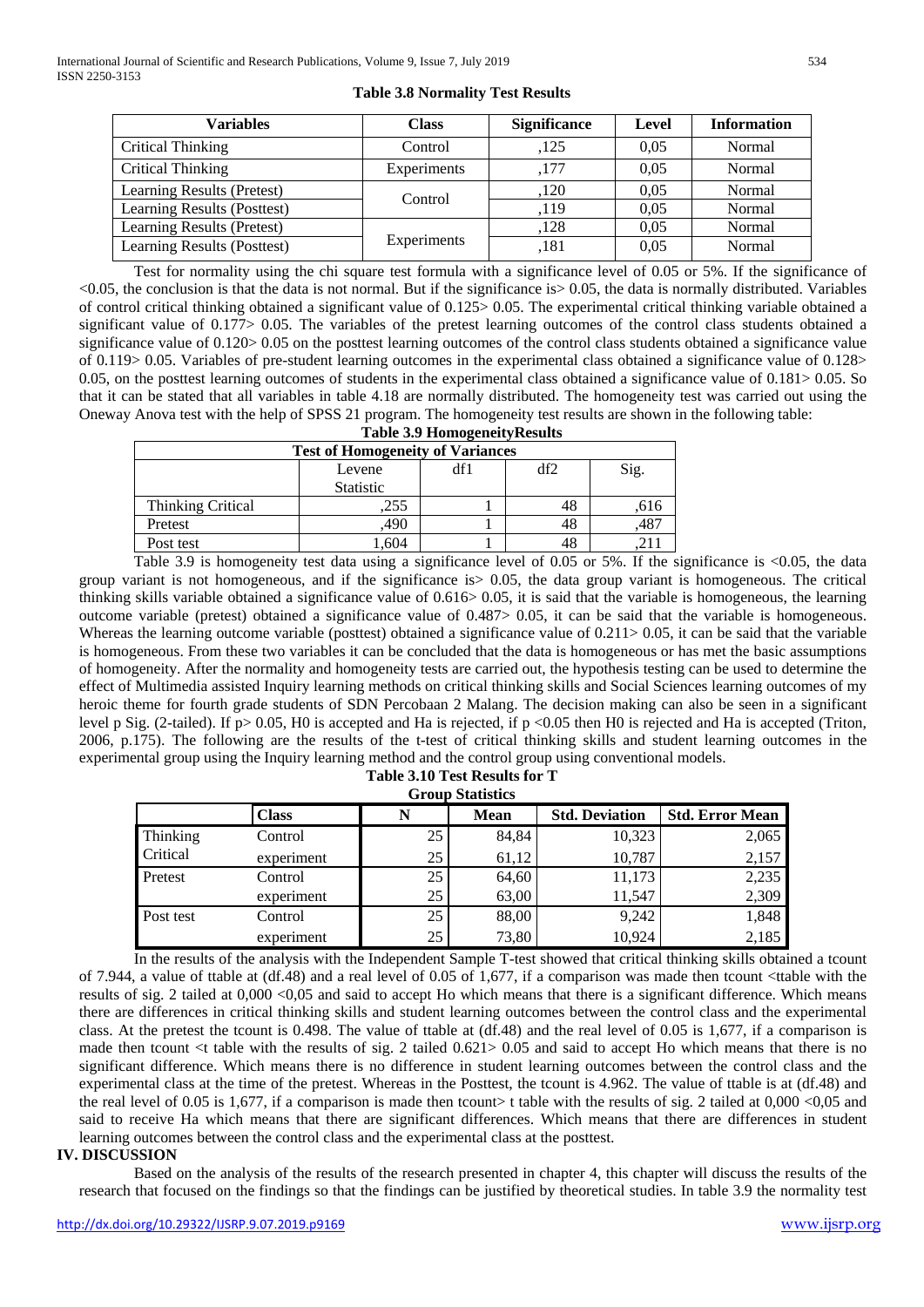**Table 3.8 Normality Test Results**

| Variables | Class | Significance | Level | Information |
|---|---|---|---|---|
| Critical Thinking | Control | ,125 | 0,05 | Normal |
| Critical Thinking | Experiments | ,177 | 0,05 | Normal |
| Learning Results (Pretest) | Control | ,120 | 0,05 | Normal |
| Learning Results (Posttest) | | ,119 | 0,05 | Normal |
| Learning Results (Pretest) | Experiments | ,128 | 0,05 | Normal |
| Learning Results (Posttest) | | ,181 | 0,05 | Normal |

Test for normality using the chi square test formula with a significance level of 0.05 or 5%. If the significance of <0.05, the conclusion is that the data is not normal. But if the significance is> 0.05, the data is normally distributed. Variables of control critical thinking obtained a significant value of 0.125> 0.05. The experimental critical thinking variable obtained a significant value of 0.177> 0.05. The variables of the pretest learning outcomes of the control class students obtained a significance value of 0.120> 0.05 on the posttest learning outcomes of the control class students obtained a significance value of 0.119> 0.05. Variables of pre-student learning outcomes in the experimental class obtained a significance value of 0.128> 0.05, on the posttest learning outcomes of students in the experimental class obtained a significance value of 0.181> 0.05. So that it can be stated that all variables in table 4.18 are normally distributed. The homogeneity test was carried out using the Oneway Anova test with the help of SPSS 21 program. The homogeneity test results are shown in the following table:

**Table 3.9 HomogeneityResults**

| Test of Homogeneity of Variances | | | | |
|---|---|---|---|---|
| | Levene Statistic | df1 | df2 | Sig. |
| Thinking Critical | ,255 | 1 | 48 | ,616 |
| Pretest | ,490 | 1 | 48 | ,487 |
| Post test | 1,604 | 1 | 48 | ,211 |

Table 3.9 is homogeneity test data using a significance level of 0.05 or 5%. If the significance is <0.05, the data group variant is not homogeneous, and if the significance is> 0.05, the data group variant is homogeneous. The critical thinking skills variable obtained a significance value of 0.616> 0.05, it is said that the variable is homogeneous, the learning outcome variable (pretest) obtained a significance value of 0.487> 0.05, it can be said that the variable is homogeneous. Whereas the learning outcome variable (posttest) obtained a significance value of 0.211> 0.05, it can be said that the variable is homogeneous. From these two variables it can be concluded that the data is homogeneous or has met the basic assumptions of homogeneity. After the normality and homogeneity tests are carried out, the hypothesis testing can be used to determine the effect of Multimedia assisted Inquiry learning methods on critical thinking skills and Social Sciences learning outcomes of my heroic theme for fourth grade students of SDN Percobaan 2 Malang. The decision making can also be seen in a significant level p Sig. (2-tailed). If p> 0.05, H0 is accepted and Ha is rejected, if p <0.05 then H0 is rejected and Ha is accepted (Triton, 2006, p.175). The following are the results of the t-test of critical thinking skills and student learning outcomes in the experimental group using the Inquiry learning method and the control group using conventional models.

**Table 3.10 Test Results for T**

**Group Statistics**

| | Class | N | Mean | Std. Deviation | Std. Error Mean |
|---|---|---|---|---|---|
| Thinking Critical | Control | 25 | 84,84 | 10,323 | 2,065 |
| | experiment | 25 | 61,12 | 10,787 | 2,157 |
| Pretest | Control | 25 | 64,60 | 11,173 | 2,235 |
| | experiment | 25 | 63,00 | 11,547 | 2,309 |
| Post test | Control | 25 | 88,00 | 9,242 | 1,848 |
| | experiment | 25 | 73,80 | 10,924 | 2,185 |

In the results of the analysis with the Independent Sample T-test showed that critical thinking skills obtained a tcount of 7.944, a value of ttable at (df.48) and a real level of 0.05 of 1,677, if a comparison was made then tcount <ttable with the results of sig. 2 tailed at 0,000 <0,05 and said to accept Ho which means that there is a significant difference. Which means there are differences in critical thinking skills and student learning outcomes between the control class and the experimental class. At the pretest the tcount is 0.498. The value of ttable at (df.48) and the real level of 0.05 is 1,677, if a comparison is made then tcount <t table with the results of sig. 2 tailed 0.621> 0.05 and said to accept Ho which means that there is no significant difference. Which means there is no difference in student learning outcomes between the control class and the experimental class at the time of the pretest. Whereas in the Posttest, the tcount is 4.962. The value of ttable is at (df.48) and the real level of 0.05 is 1,677, if a comparison is made then tcount> t table with the results of sig. 2 tailed at 0,000 <0,05 and said to receive Ha which means that there are significant differences. Which means that there are differences in student learning outcomes between the control class and the experimental class at the posttest.

## IV. DISCUSSION

Based on the analysis of the results of the research presented in chapter 4, this chapter will discuss the results of the research that focused on the findings so that the findings can be justified by theoretical studies. In table 3.9 the normality test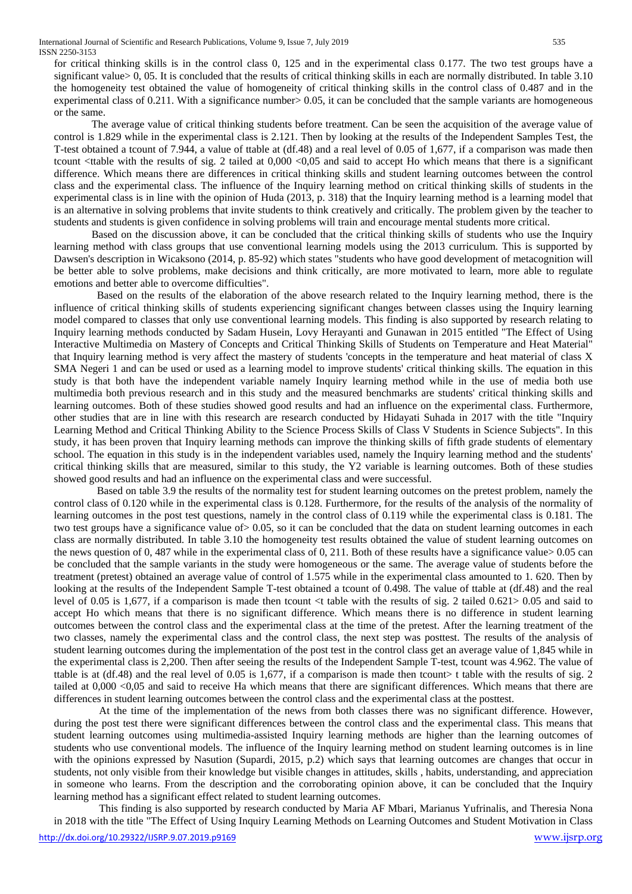for critical thinking skills is in the control class 0, 125 and in the experimental class 0.177. The two test groups have a significant value> 0, 05. It is concluded that the results of critical thinking skills in each are normally distributed. In table 3.10 the homogeneity test obtained the value of homogeneity of critical thinking skills in the control class of 0.487 and in the experimental class of 0.211. With a significance number> 0.05, it can be concluded that the sample variants are homogeneous or the same.

The average value of critical thinking students before treatment. Can be seen the acquisition of the average value of control is 1.829 while in the experimental class is 2.121. Then by looking at the results of the Independent Samples Test, the T-test obtained a tcount of 7.944, a value of ttable at (df.48) and a real level of 0.05 of 1,677, if a comparison was made then tcount <ttable with the results of sig. 2 tailed at 0,000 <0,05 and said to accept Ho which means that there is a significant difference. Which means there are differences in critical thinking skills and student learning outcomes between the control class and the experimental class. The influence of the Inquiry learning method on critical thinking skills of students in the experimental class is in line with the opinion of Huda (2013, p. 318) that the Inquiry learning method is a learning model that is an alternative in solving problems that invite students to think creatively and critically. The problem given by the teacher to students and students is given confidence in solving problems will train and encourage mental students more critical.

Based on the discussion above, it can be concluded that the critical thinking skills of students who use the Inquiry learning method with class groups that use conventional learning models using the 2013 curriculum. This is supported by Dawsen's description in Wicaksono (2014, p. 85-92) which states "students who have good development of metacognition will be better able to solve problems, make decisions and think critically, are more motivated to learn, more able to regulate emotions and better able to overcome difficulties".

Based on the results of the elaboration of the above research related to the Inquiry learning method, there is the influence of critical thinking skills of students experiencing significant changes between classes using the Inquiry learning model compared to classes that only use conventional learning models. This finding is also supported by research relating to Inquiry learning methods conducted by Sadam Husein, Lovy Herayanti and Gunawan in 2015 entitled "The Effect of Using Interactive Multimedia on Mastery of Concepts and Critical Thinking Skills of Students on Temperature and Heat Material" that Inquiry learning method is very affect the mastery of students 'concepts in the temperature and heat material of class X SMA Negeri 1 and can be used or used as a learning model to improve students' critical thinking skills. The equation in this study is that both have the independent variable namely Inquiry learning method while in the use of media both use multimedia both previous research and in this study and the measured benchmarks are students' critical thinking skills and learning outcomes. Both of these studies showed good results and had an influence on the experimental class. Furthermore, other studies that are in line with this research are research conducted by Hidayati Suhada in 2017 with the title "Inquiry Learning Method and Critical Thinking Ability to the Science Process Skills of Class V Students in Science Subjects". In this study, it has been proven that Inquiry learning methods can improve the thinking skills of fifth grade students of elementary school. The equation in this study is in the independent variables used, namely the Inquiry learning method and the students' critical thinking skills that are measured, similar to this study, the Y2 variable is learning outcomes. Both of these studies showed good results and had an influence on the experimental class and were successful.

Based on table 3.9 the results of the normality test for student learning outcomes on the pretest problem, namely the control class of 0.120 while in the experimental class is 0.128. Furthermore, for the results of the analysis of the normality of learning outcomes in the post test questions, namely in the control class of 0.119 while the experimental class is 0.181. The two test groups have a significance value of> 0.05, so it can be concluded that the data on student learning outcomes in each class are normally distributed. In table 3.10 the homogeneity test results obtained the value of student learning outcomes on the news question of 0, 487 while in the experimental class of 0, 211. Both of these results have a significance value> 0.05 can be concluded that the sample variants in the study were homogeneous or the same. The average value of students before the treatment (pretest) obtained an average value of control of 1.575 while in the experimental class amounted to 1. 620. Then by looking at the results of the Independent Sample T-test obtained a tcount of 0.498. The value of ttable at (df.48) and the real level of 0.05 is 1,677, if a comparison is made then tcount <t table with the results of sig. 2 tailed 0.621> 0.05 and said to accept Ho which means that there is no significant difference. Which means there is no difference in student learning outcomes between the control class and the experimental class at the time of the pretest. After the learning treatment of the two classes, namely the experimental class and the control class, the next step was posttest. The results of the analysis of student learning outcomes during the implementation of the post test in the control class get an average value of 1,845 while in the experimental class is 2,200. Then after seeing the results of the Independent Sample T-test, tcount was 4.962. The value of ttable is at (df.48) and the real level of 0.05 is 1,677, if a comparison is made then tcount> t table with the results of sig. 2 tailed at 0,000 <0,05 and said to receive Ha which means that there are significant differences. Which means that there are differences in student learning outcomes between the control class and the experimental class at the posttest.

At the time of the implementation of the news from both classes there was no significant difference. However, during the post test there were significant differences between the control class and the experimental class. This means that student learning outcomes using multimedia-assisted Inquiry learning methods are higher than the learning outcomes of students who use conventional models. The influence of the Inquiry learning method on student learning outcomes is in line with the opinions expressed by Nasution (Supardi, 2015, p.2) which says that learning outcomes are changes that occur in students, not only visible from their knowledge but visible changes in attitudes, skills , habits, understanding, and appreciation in someone who learns. From the description and the corroborating opinion above, it can be concluded that the Inquiry learning method has a significant effect related to student learning outcomes.

This finding is also supported by research conducted by Maria AF Mbari, Marianus Yufrinalis, and Theresia Nona in 2018 with the title "The Effect of Using Inquiry Learning Methods on Learning Outcomes and Student Motivation in Class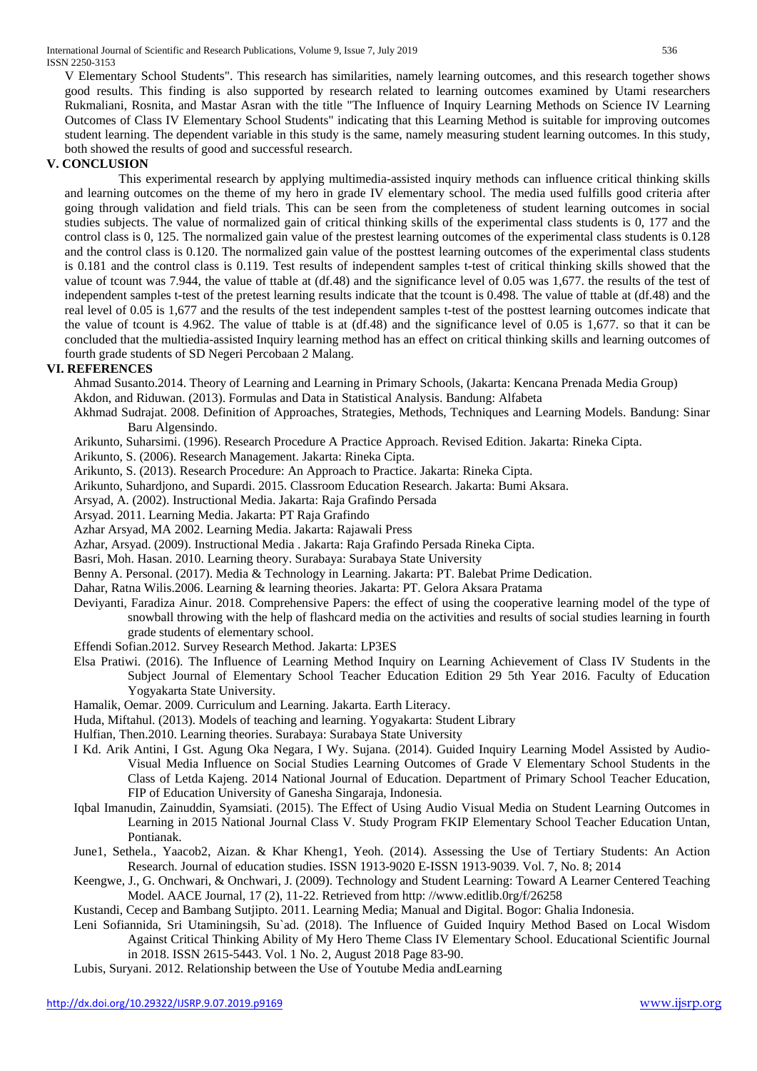V Elementary School Students". This research has similarities, namely learning outcomes, and this research together shows good results. This finding is also supported by research related to learning outcomes examined by Utami researchers Rukmaliani, Rosnita, and Mastar Asran with the title "The Influence of Inquiry Learning Methods on Science IV Learning Outcomes of Class IV Elementary School Students" indicating that this Learning Method is suitable for improving outcomes student learning. The dependent variable in this study is the same, namely measuring student learning outcomes. In this study, both showed the results of good and successful research.

## V. CONCLUSION

This experimental research by applying multimedia-assisted inquiry methods can influence critical thinking skills and learning outcomes on the theme of my hero in grade IV elementary school. The media used fulfills good criteria after going through validation and field trials. This can be seen from the completeness of student learning outcomes in social studies subjects. The value of normalized gain of critical thinking skills of the experimental class students is 0, 177 and the control class is 0, 125. The normalized gain value of the prestest learning outcomes of the experimental class students is 0.128 and the control class is 0.120. The normalized gain value of the posttest learning outcomes of the experimental class students is 0.181 and the control class is 0.119. Test results of independent samples t-test of critical thinking skills showed that the value of tcount was 7.944, the value of ttable at (df.48) and the significance level of 0.05 was 1,677. the results of the test of independent samples t-test of the pretest learning results indicate that the tcount is 0.498. The value of ttable at (df.48) and the real level of 0.05 is 1,677 and the results of the test independent samples t-test of the posttest learning outcomes indicate that the value of tcount is 4.962. The value of ttable is at (df.48) and the significance level of 0.05 is 1,677. so that it can be concluded that the multiedia-assisted Inquiry learning method has an effect on critical thinking skills and learning outcomes of fourth grade students of SD Negeri Percobaan 2 Malang.

## VI. REFERENCES

Ahmad Susanto.2014. Theory of Learning and Learning in Primary Schools, (Jakarta: Kencana Prenada Media Group)

Akdon, and Riduwan. (2013). Formulas and Data in Statistical Analysis. Bandung: Alfabeta

Akhmad Sudrajat. 2008. Definition of Approaches, Strategies, Methods, Techniques and Learning Models. Bandung: Sinar Baru Algensindo.

Arikunto, Suharsimi. (1996). Research Procedure A Practice Approach. Revised Edition. Jakarta: Rineka Cipta.

Arikunto, S. (2006). Research Management. Jakarta: Rineka Cipta.

Arikunto, S. (2013). Research Procedure: An Approach to Practice. Jakarta: Rineka Cipta.

Arikunto, Suhardjono, and Supardi. 2015. Classroom Education Research. Jakarta: Bumi Aksara.

Arsyad, A. (2002). Instructional Media. Jakarta: Raja Grafindo Persada

Arsyad. 2011. Learning Media. Jakarta: PT Raja Grafindo

Azhar Arsyad, MA 2002. Learning Media. Jakarta: Rajawali Press

Azhar, Arsyad. (2009). Instructional Media . Jakarta: Raja Grafindo Persada Rineka Cipta.

Basri, Moh. Hasan. 2010. Learning theory. Surabaya: Surabaya State University

Benny A. Personal. (2017). Media & Technology in Learning. Jakarta: PT. Balebat Prime Dedication.

Dahar, Ratna Wilis.2006. Learning & learning theories. Jakarta: PT. Gelora Aksara Pratama

Deviyanti, Faradiza Ainur. 2018. Comprehensive Papers: the effect of using the cooperative learning model of the type of snowball throwing with the help of flashcard media on the activities and results of social studies learning in fourth grade students of elementary school.

Effendi Sofian.2012. Survey Research Method. Jakarta: LP3ES

Elsa Pratiwi. (2016). The Influence of Learning Method Inquiry on Learning Achievement of Class IV Students in the Subject Journal of Elementary School Teacher Education Edition 29 5th Year 2016. Faculty of Education Yogyakarta State University.

Hamalik, Oemar. 2009. Curriculum and Learning. Jakarta. Earth Literacy.

Huda, Miftahul. (2013). Models of teaching and learning. Yogyakarta: Student Library

Hulfian, Then.2010. Learning theories. Surabaya: Surabaya State University

I Kd. Arik Antini, I Gst. Agung Oka Negara, I Wy. Sujana. (2014). Guided Inquiry Learning Model Assisted by Audio-Visual Media Influence on Social Studies Learning Outcomes of Grade V Elementary School Students in the Class of Letda Kajeng. 2014 National Journal of Education. Department of Primary School Teacher Education, FIP of Education University of Ganesha Singaraja, Indonesia.

Iqbal Imanudin, Zainuddin, Syamsiati. (2015). The Effect of Using Audio Visual Media on Student Learning Outcomes in Learning in 2015 National Journal Class V. Study Program FKIP Elementary School Teacher Education Untan, Pontianak.

June1, Sethela., Yaacob2, Aizan. & Khar Kheng1, Yeoh. (2014). Assessing the Use of Tertiary Students: An Action Research. Journal of education studies. ISSN 1913-9020 E-ISSN 1913-9039. Vol. 7, No. 8; 2014

Keengwe, J., G. Onchwari, & Onchwari, J. (2009). Technology and Student Learning: Toward A Learner Centered Teaching Model. AACE Journal, 17 (2), 11-22. Retrieved from http: //www.editlib.0rg/f/26258

Kustandi, Cecep and Bambang Sutjipto. 2011. Learning Media; Manual and Digital. Bogor: Ghalia Indonesia.

Leni Sofiannida, Sri Utaminingsih, Su`ad. (2018). The Influence of Guided Inquiry Method Based on Local Wisdom Against Critical Thinking Ability of My Hero Theme Class IV Elementary School. Educational Scientific Journal in 2018. ISSN 2615-5443. Vol. 1 No. 2, August 2018 Page 83-90.

Lubis, Suryani. 2012. Relationship between the Use of Youtube Media andLearning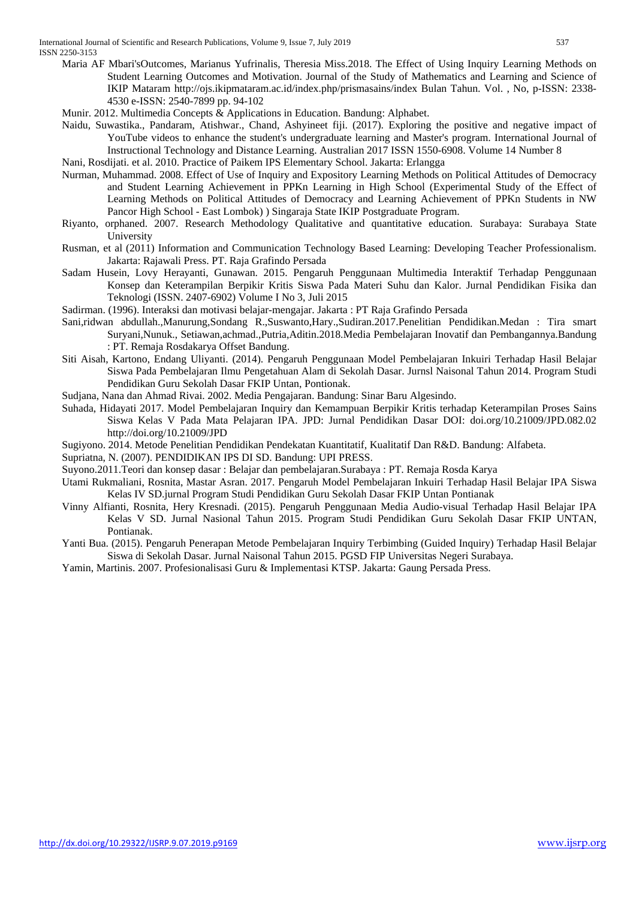Maria AF Mbari'sOutcomes, Marianus Yufrinalis, Theresia Miss.2018. The Effect of Using Inquiry Learning Methods on Student Learning Outcomes and Motivation. Journal of the Study of Mathematics and Learning and Science of IKIP Mataram http://ojs.ikipmataram.ac.id/index.php/prismasains/index Bulan Tahun. Vol. , No, p-ISSN: 2338-4530 e-ISSN: 2540-7899 pp. 94-102

Munir. 2012. Multimedia Concepts & Applications in Education. Bandung: Alphabet.

Naidu, Suwastika., Pandaram, Atishwar., Chand, Ashyineet fiji. (2017). Exploring the positive and negative impact of YouTube videos to enhance the student's undergraduate learning and Master's program. International Journal of Instructional Technology and Distance Learning. Australian 2017 ISSN 1550-6908. Volume 14 Number 8

Nani, Rosdijati. et al. 2010. Practice of Paikem IPS Elementary School. Jakarta: Erlangga

Nurman, Muhammad. 2008. Effect of Use of Inquiry and Expository Learning Methods on Political Attitudes of Democracy and Student Learning Achievement in PPKn Learning in High School (Experimental Study of the Effect of Learning Methods on Political Attitudes of Democracy and Learning Achievement of PPKn Students in NW Pancor High School - East Lombok) ) Singaraja State IKIP Postgraduate Program.

Riyanto, orphaned. 2007. Research Methodology Qualitative and quantitative education. Surabaya: Surabaya State University

Rusman, et al (2011) Information and Communication Technology Based Learning: Developing Teacher Professionalism. Jakarta: Rajawali Press. PT. Raja Grafindo Persada

Sadam Husein, Lovy Herayanti, Gunawan. 2015. Pengaruh Penggunaan Multimedia Interaktif Terhadap Penggunaan Konsep dan Keterampilan Berpikir Kritis Siswa Pada Materi Suhu dan Kalor. Jurnal Pendidikan Fisika dan Teknologi (ISSN. 2407-6902) Volume I No 3, Juli 2015

Sadirman. (1996). Interaksi dan motivasi belajar-mengajar. Jakarta : PT Raja Grafindo Persada

Sani,ridwan abdullah.,Manurung,Sondang R.,Suswanto,Hary.,Sudiran.2017.Penelitian Pendidikan.Medan : Tira smart Suryani,Nunuk., Setiawan,achmad.,Putria,Aditin.2018.Media Pembelajaran Inovatif dan Pembangannya.Bandung : PT. Remaja Rosdakarya Offset Bandung.

Siti Aisah, Kartono, Endang Uliyanti. (2014). Pengaruh Penggunaan Model Pembelajaran Inkuiri Terhadap Hasil Belajar Siswa Pada Pembelajaran Ilmu Pengetahuan Alam di Sekolah Dasar. Jurnsl Naisonal Tahun 2014. Program Studi Pendidikan Guru Sekolah Dasar FKIP Untan, Pontionak.

Sudjana, Nana dan Ahmad Rivai. 2002. Media Pengajaran. Bandung: Sinar Baru Algesindo.

Suhada, Hidayati 2017. Model Pembelajaran Inquiry dan Kemampuan Berpikir Kritis terhadap Keterampilan Proses Sains Siswa Kelas V Pada Mata Pelajaran IPA. JPD: Jurnal Pendidikan Dasar DOI: doi.org/10.21009/JPD.082.02 http://doi.org/10.21009/JPD

Sugiyono. 2014. Metode Penelitian Pendidikan Pendekatan Kuantitatif, Kualitatif Dan R&D. Bandung: Alfabeta.

Supriatna, N. (2007). PENDIDIKAN IPS DI SD. Bandung: UPI PRESS.

Suyono.2011.Teori dan konsep dasar : Belajar dan pembelajaran.Surabaya : PT. Remaja Rosda Karya

Utami Rukmaliani, Rosnita, Mastar Asran. 2017. Pengaruh Model Pembelajaran Inkuiri Terhadap Hasil Belajar IPA Siswa Kelas IV SD.jurnal Program Studi Pendidikan Guru Sekolah Dasar FKIP Untan Pontianak

Vinny Alfianti, Rosnita, Hery Kresnadi. (2015). Pengaruh Penggunaan Media Audio-visual Terhadap Hasil Belajar IPA Kelas V SD. Jurnal Nasional Tahun 2015. Program Studi Pendidikan Guru Sekolah Dasar FKIP UNTAN, Pontianak.

Yanti Bua. (2015). Pengaruh Penerapan Metode Pembelajaran Inquiry Terbimbing (Guided Inquiry) Terhadap Hasil Belajar Siswa di Sekolah Dasar. Jurnal Naisonal Tahun 2015. PGSD FIP Universitas Negeri Surabaya.

Yamin, Martinis. 2007. Profesionalisasi Guru & Implementasi KTSP. Jakarta: Gaung Persada Press.